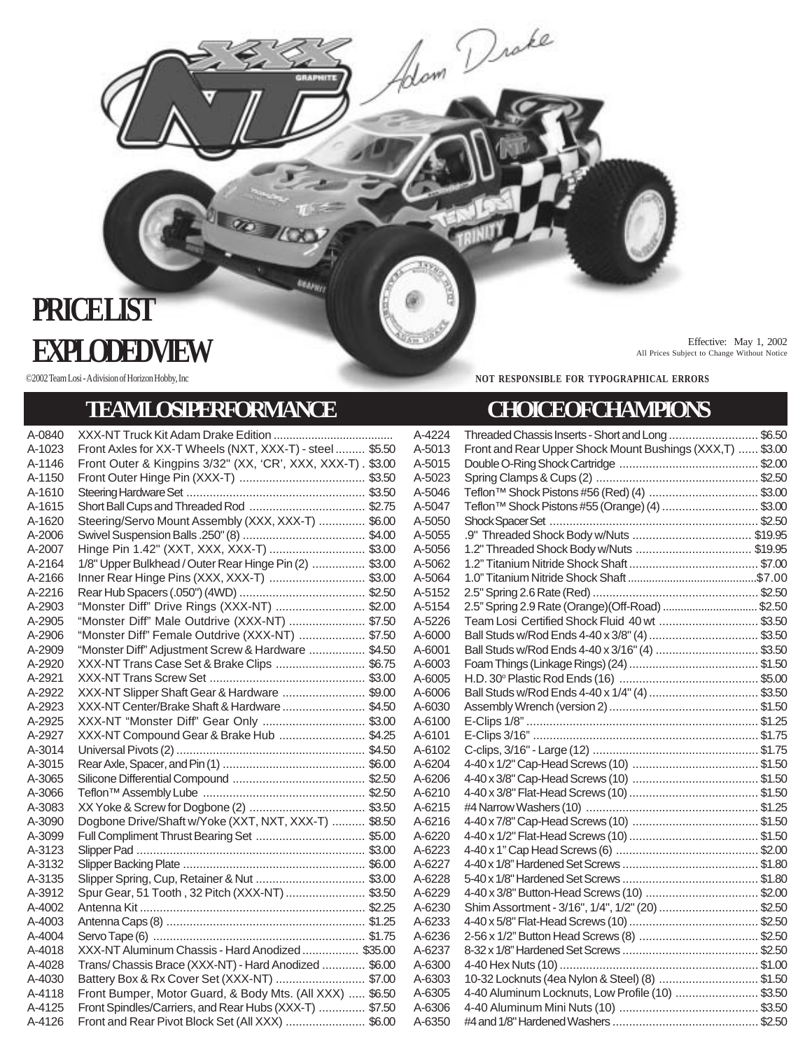# PRICE LIST

# EXPLODED VIEW

Effective: May 1, 2002
All Prices Subject to Change Without Notice

©2002 Team Losi - A division of Horizon Hobby, Inc

**NOT RESPONSIBLE FOR TYPOGRAPHICAL ERRORS**

## TEAM LOSI PERFORMANCE

| Part # | Description | Price |
|---|---|---|
| A-0840 | XXX-NT Truck Kit Adam Drake Edition | |
| A-1023 | Front Axles for XX-T Wheels (NXT, XXX-T) - steel | $5.50 |
| A-1146 | Front Outer & Kingpins 3/32" (XX, 'CR', XXX, XXX-T) | $3.00 |
| A-1150 | Front Outer Hinge Pin (XXX-T) | $3.50 |
| A-1610 | Steering Hardware Set | $3.50 |
| A-1615 | Short Ball Cups and Threaded Rod | $2.75 |
| A-1620 | Steering/Servo Mount Assembly (XXX, XXX-T) | $6.00 |
| A-2006 | Swivel Suspension Balls .250" (8) | $4.00 |
| A-2007 | Hinge Pin 1.42" (XXT, XXX, XXX-T) | $3.00 |
| A-2164 | 1/8" Upper Bulkhead / Outer Rear Hinge Pin (2) | $3.00 |
| A-2166 | Inner Rear Hinge Pins (XXX, XXX-T) | $3.00 |
| A-2216 | Rear Hub Spacers (.050") (4WD) | $2.50 |
| A-2903 | "Monster Diff" Drive Rings (XXX-NT) | $2.00 |
| A-2905 | "Monster Diff" Male Outdrive (XXX-NT) | $7.50 |
| A-2906 | "Monster Diff" Female Outdrive (XXX-NT) | $7.50 |
| A-2909 | "Monster Diff" Adjustment Screw & Hardware | $4.50 |
| A-2920 | XXX-NT Trans Case Set & Brake Clips | $6.75 |
| A-2921 | XXX-NT Trans Screw Set | $3.00 |
| A-2922 | XXX-NT Slipper Shaft Gear & Hardware | $9.00 |
| A-2923 | XXX-NT Center/Brake Shaft & Hardware | $4.50 |
| A-2925 | XXX-NT "Monster Diff" Gear Only | $3.00 |
| A-2927 | XXX-NT Compound Gear & Brake Hub | $4.25 |
| A-3014 | Universal Pivots (2) | $4.50 |
| A-3015 | Rear Axle, Spacer, and Pin (1) | $6.00 |
| A-3065 | Silicone Differential Compound | $2.50 |
| A-3066 | Teflon™ Assembly Lube | $2.50 |
| A-3083 | XX Yoke & Screw for Dogbone (2) | $3.50 |
| A-3090 | Dogbone Drive/Shaft w/Yoke (XXT, NXT, XXX-T) | $8.50 |
| A-3099 | Full Compliment Thrust Bearing Set | $5.00 |
| A-3123 | Slipper Pad | $3.00 |
| A-3132 | Slipper Backing Plate | $6.00 |
| A-3135 | Slipper Spring, Cup, Retainer & Nut | $3.00 |
| A-3912 | Spur Gear, 51 Tooth, 32 Pitch (XXX-NT) | $3.50 |
| A-4002 | Antenna Kit | $2.25 |
| A-4003 | Antenna Caps (8) | $1.25 |
| A-4004 | Servo Tape (6) | $1.75 |
| A-4018 | XXX-NT Aluminum Chassis - Hard Anodized | $35.00 |
| A-4028 | Trans/ Chassis Brace (XXX-NT) - Hard Anodized | $6.00 |
| A-4030 | Battery Box & Rx Cover Set (XXX-NT) | $7.00 |
| A-4118 | Front Bumper, Motor Guard, & Body Mts. (All XXX) | $6.50 |
| A-4125 | Front Spindles/Carriers, and Rear Hubs (XXX-T) | $7.50 |
| A-4126 | Front and Rear Pivot Block Set (All XXX) | $6.00 |

## CHOICE OF CHAMPIONS

| Part # | Description | Price |
|---|---|---|
| A-4224 | Threaded Chassis Inserts - Short and Long | $6.50 |
| A-5013 | Front and Rear Upper Shock Mount Bushings (XXX,T) | $3.00 |
| A-5015 | Double O-Ring Shock Cartridge | $2.00 |
| A-5023 | Spring Clamps & Cups (2) | $2.50 |
| A-5046 | Teflon™ Shock Pistons #56 (Red) (4) | $3.00 |
| A-5047 | Teflon™ Shock Pistons #55 (Orange) (4) | $3.00 |
| A-5050 | Shock Spacer Set | $2.50 |
| A-5055 | .9" Threaded Shock Body w/Nuts | $19.95 |
| A-5056 | 1.2" Threaded Shock Body w/Nuts | $19.95 |
| A-5062 | 1.2" Titanium Nitride Shock Shaft | $7.00 |
| A-5064 | 1.0" Titanium Nitride Shock Shaft | $7.00 |
| A-5152 | 2.5" Spring 2.6 Rate (Red) | $2.50 |
| A-5154 | 2.5" Spring 2.9 Rate (Orange)(Off-Road) | $2.50 |
| A-5226 | Team Losi Certified Shock Fluid 40 wt | $3.50 |
| A-6000 | Ball Studs w/Rod Ends 4-40 x 3/8" (4) | $3.50 |
| A-6001 | Ball Studs w/Rod Ends 4-40 x 3/16" (4) | $3.50 |
| A-6003 | Foam Things (Linkage Rings) (24) | $1.50 |
| A-6005 | H.D. 30° Plastic Rod Ends (16) | $5.00 |
| A-6006 | Ball Studs w/Rod Ends 4-40 x 1/4" (4) | $3.50 |
| A-6030 | Assembly Wrench (version 2) | $1.50 |
| A-6100 | E-Clips 1/8" | $1.25 |
| A-6101 | E-Clips 3/16" | $1.75 |
| A-6102 | C-clips, 3/16" - Large (12) | $1.75 |
| A-6204 | 4-40 x 1/2" Cap-Head Screws (10) | $1.50 |
| A-6206 | 4-40 x 3/8" Cap-Head Screws (10) | $1.50 |
| A-6210 | 4-40 x 3/8" Flat-Head Screws (10) | $1.50 |
| A-6215 | #4 Narrow Washers (10) | $1.25 |
| A-6216 | 4-40 x 7/8" Cap-Head Screws (10) | $1.50 |
| A-6220 | 4-40 x 1/2" Flat-Head Screws (10) | $1.50 |
| A-6223 | 4-40 x 1" Cap Head Screws (6) | $2.00 |
| A-6227 | 4-40 x 1/8" Hardened Set Screws | $1.80 |
| A-6228 | 5-40 x 1/8" Hardened Set Screws | $1.80 |
| A-6229 | 4-40 x 3/8" Button-Head Screws (10) | $2.00 |
| A-6230 | Shim Assortment - 3/16", 1/4", 1/2" (20) | $2.50 |
| A-6233 | 4-40 x 5/8" Flat-Head Screws (10) | $2.50 |
| A-6236 | 2-56 x 1/2" Button Head Screws (8) | $2.50 |
| A-6237 | 8-32 x 1/8" Hardened Set Screws | $2.50 |
| A-6300 | 4-40 Hex Nuts (10) | $1.00 |
| A-6303 | 10-32 Locknuts (4ea Nylon & Steel) (8) | $1.50 |
| A-6305 | 4-40 Aluminum Locknuts, Low Profile (10) | $3.50 |
| A-6306 | 4-40 Aluminum Mini Nuts (10) | $3.50 |
| A-6350 | #4 and 1/8" Hardened Washers | $2.50 |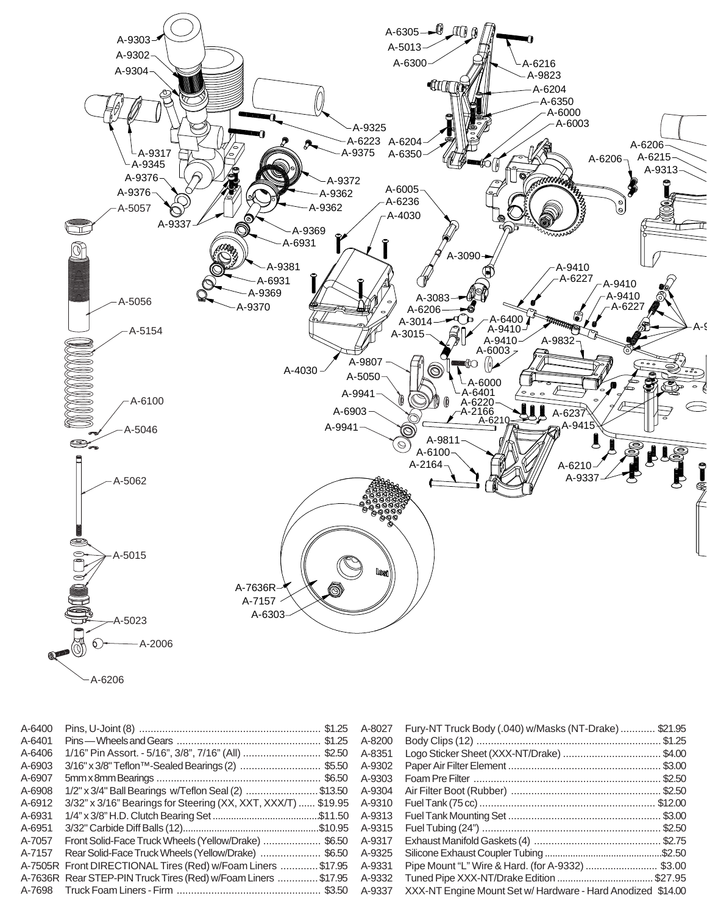A-9303
A-9302
A-9304
A-9317
A-9345
A-9376
A-9376
A-5057
A-9337
A-6223
A-9375
A-9325
A-9372
A-9362
A-9362
A-9369
A-6931
A-9381
A-6931
A-9369
A-9370
A-5056
A-5154
A-6100
A-5046
A-5062
A-5015
A-5023
A-2006
A-6206
A-6305
A-5013
A-6300
A-6216
A-9823
A-6204
A-6350
A-6000
A-6003
A-6204
A-6350
A-6206
A-6215
A-9313
A-6206
A-6005
A-6236
A-4030
A-3090
A-3083
A-6206
A-3014
A-3015
A-4030
A-9807
A-5050
A-9941
A-6903
A-9941
A-6400
A-9410
A-9410
A-6003
A-6000
A-6401
A-6220
A-2166
A-6210
A-9811
A-6100
A-2164
A-9410
A-6227
A-9410
A-9410
A-6227
A-9832
A-6237
A-9415
A-6210
A-9337
A-7636R
A-7157
A-6303

| Part # | Description | Price |
|---|---|---|
| A-6400 | Pins, U-Joint (8) | $1.25 |
| A-6401 | Pins—Wheels and Gears | $1.25 |
| A-6406 | 1/16" Pin Assort. - 5/16", 3/8", 7/16" (All) | $2.50 |
| A-6903 | 3/16" x 3/8" Teflon™-Sealed Bearings (2) | $5.50 |
| A-6907 | 5mm x 8mm Bearings | $6.50 |
| A-6908 | 1/2" x 3/4" Ball Bearings w/Teflon Seal (2) | $13.50 |
| A-6912 | 3/32" x 3/16" Bearings for Steering (XX, XXT, XXX/T) | $19.95 |
| A-6931 | 1/4" x 3/8" H.D. Clutch Bearing Set | $11.50 |
| A-6951 | 3/32" Carbide Diff Balls (12) | $10.95 |
| A-7057 | Front Solid-Face Truck Wheels (Yellow/Drake) | $6.50 |
| A-7157 | Rear Solid-Face Truck Wheels (Yellow/Drake) | $6.50 |
| A-7505R | Front DIRECTIONAL Tires (Red) w/Foam Liners | $17.95 |
| A-7636R | Rear STEP-PIN Truck Tires (Red) w/Foam Liners | $17.95 |
| A-7698 | Truck Foam Liners - Firm | $3.50 |
| A-8027 | Fury-NT Truck Body (.040) w/Masks (NT-Drake) | $21.95 |
| A-8200 | Body Clips (12) | $1.25 |
| A-8351 | Logo Sticker Sheet (XXX-NT/Drake) | $4.00 |
| A-9302 | Paper Air Filter Element | $3.00 |
| A-9303 | Foam Pre Filter | $2.50 |
| A-9304 | Air Filter Boot (Rubber) | $2.50 |
| A-9310 | Fuel Tank (75 cc) | $12.00 |
| A-9313 | Fuel Tank Mounting Set | $3.00 |
| A-9315 | Fuel Tubing (24") | $2.50 |
| A-9317 | Exhaust Manifold Gaskets (4) | $2.75 |
| A-9325 | Silicone Exhaust Coupler Tubing | $2.50 |
| A-9331 | Pipe Mount "L" Wire & Hard. (for A-9332) | $3.00 |
| A-9332 | Tuned Pipe XXX-NT/Drake Edition | $27.95 |
| A-9337 | XXX-NT Engine Mount Set w/ Hardware - Hard Anodized | $14.00 |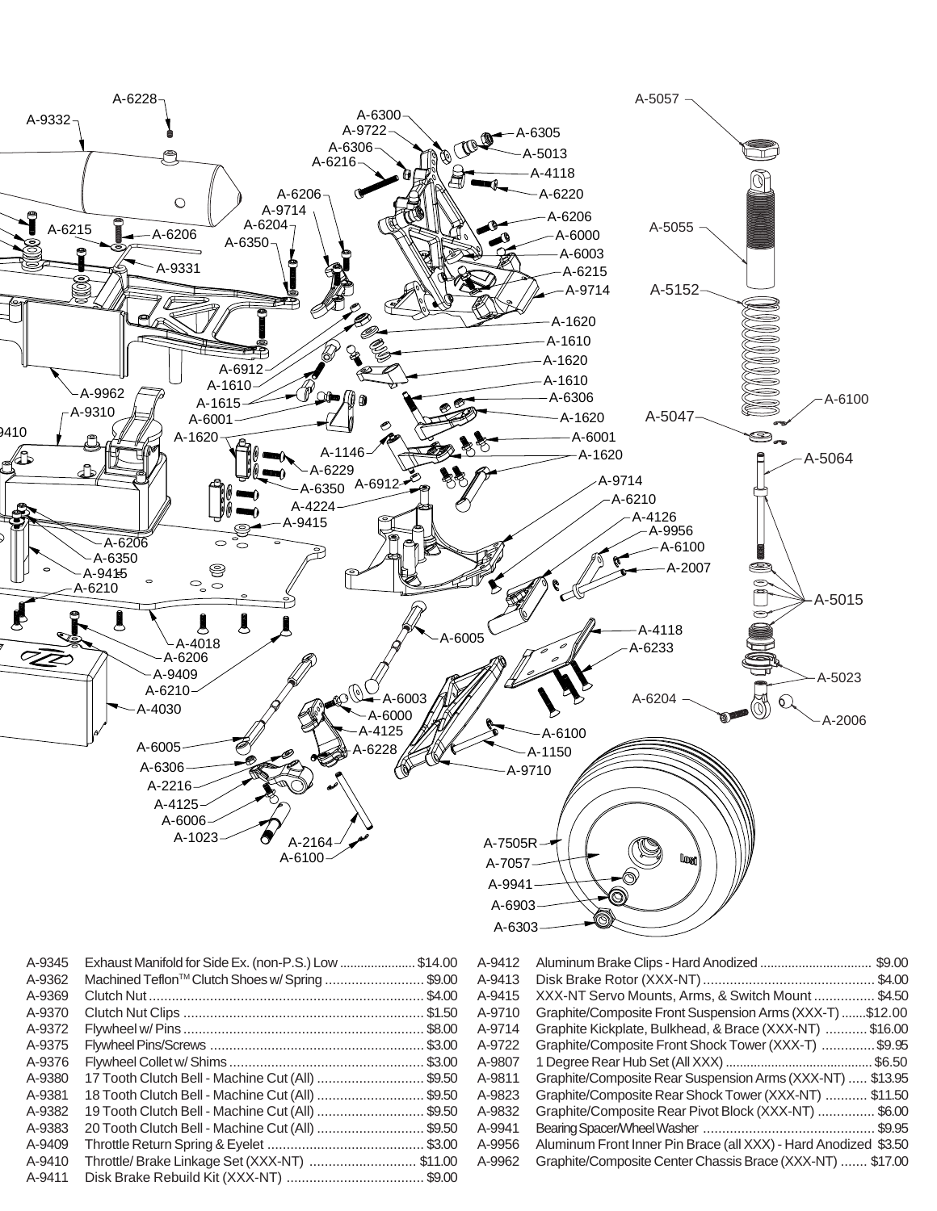| Part # | Description | Price |
|---|---|---|
| A-9345 | Exhaust Manifold for Side Ex. (non-P.S.) Low | $14.00 |
| A-9362 | Machined Teflon™ Clutch Shoes w/ Spring | $9.00 |
| A-9369 | Clutch Nut | $4.00 |
| A-9370 | Clutch Nut Clips | $1.50 |
| A-9372 | Flywheel w/ Pins | $8.00 |
| A-9375 | Flywheel Pins/Screws | $3.00 |
| A-9376 | Flywheel Collet w/ Shims | $3.00 |
| A-9380 | 17 Tooth Clutch Bell - Machine Cut (All) | $9.50 |
| A-9381 | 18 Tooth Clutch Bell - Machine Cut (All) | $9.50 |
| A-9382 | 19 Tooth Clutch Bell - Machine Cut (All) | $9.50 |
| A-9383 | 20 Tooth Clutch Bell - Machine Cut (All) | $9.50 |
| A-9409 | Throttle Return Spring & Eyelet | $3.00 |
| A-9410 | Throttle/ Brake Linkage Set (XXX-NT) | $11.00 |
| A-9411 | Disk Brake Rebuild Kit (XXX-NT) | $9.00 |
| A-9412 | Aluminum Brake Clips - Hard Anodized | $9.00 |
| A-9413 | Disk Brake Rotor (XXX-NT) | $4.00 |
| A-9415 | XXX-NT Servo Mounts, Arms, & Switch Mount | $4.50 |
| A-9710 | Graphite/Composite Front Suspension Arms (XXX-T) | $12.00 |
| A-9714 | Graphite Kickplate, Bulkhead, & Brace (XXX-NT) | $16.00 |
| A-9722 | Graphite/Composite Front Shock Tower (XXX-T) | $9.95 |
| A-9807 | 1 Degree Rear Hub Set (All XXX) | $6.50 |
| A-9811 | Graphite/Composite Rear Suspension Arms (XXX-NT) | $13.95 |
| A-9823 | Graphite/Composite Rear Shock Tower (XXX-NT) | $11.50 |
| A-9832 | Graphite/Composite Rear Pivot Block (XXX-NT) | $6.00 |
| A-9941 | Bearing Spacer/Wheel Washer | $9.95 |
| A-9956 | Aluminum Front Inner Pin Brace (all XXX) - Hard Anodized | $3.50 |
| A-9962 | Graphite/Composite Center Chassis Brace (XXX-NT) | $17.00 |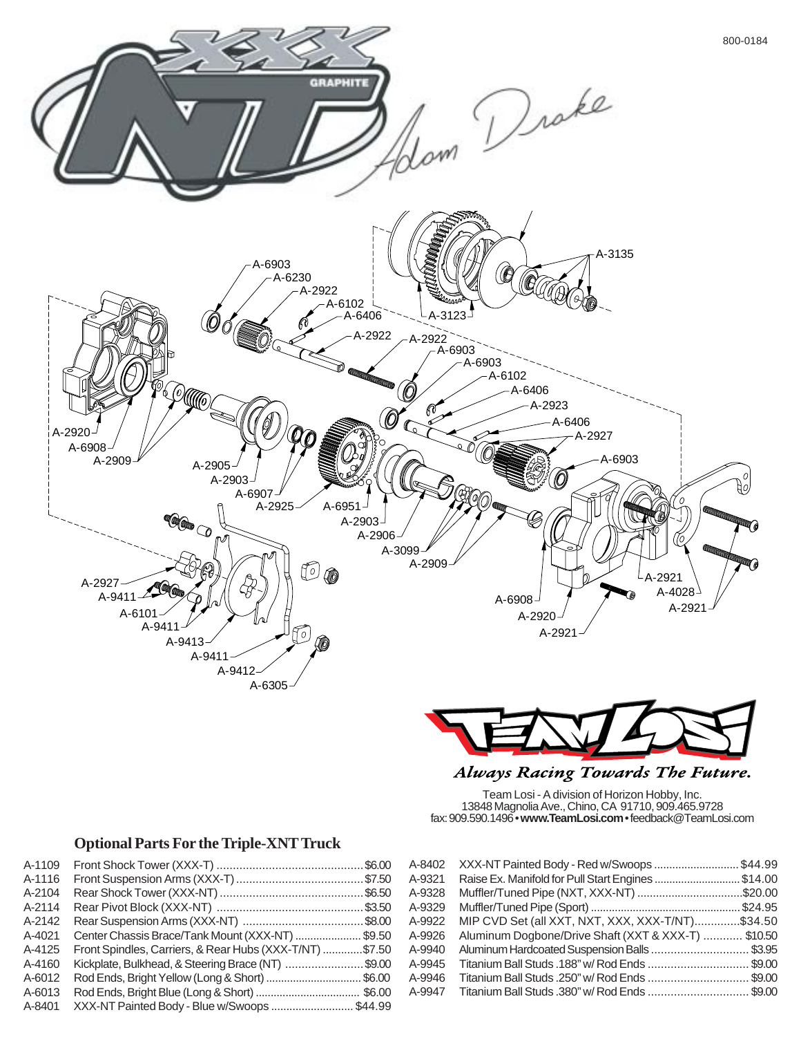800-0184

Team Losi - A division of Horizon Hobby, Inc.
13848 Magnolia Ave., Chino, CA 91710, 909.465.9728
fax: 909.590.1496 • **www.TeamLosi.com** • feedback@TeamLosi.com

*Always Racing Towards The Future.*

## Optional Parts For the Triple-XNT Truck

| | | |
|---|---|---|
| A-1109 | Front Shock Tower (XXX-T) | $6.00 |
| A-1116 | Front Suspension Arms (XXX-T) | $7.50 |
| A-2104 | Rear Shock Tower (XXX-NT) | $6.50 |
| A-2114 | Rear Pivot Block (XXX-NT) | $3.50 |
| A-2142 | Rear Suspension Arms (XXX-NT) | $8.00 |
| A-4021 | Center Chassis Brace/Tank Mount (XXX-NT) | $9.50 |
| A-4125 | Front Spindles, Carriers, & Rear Hubs (XXX-T/NT) | $7.50 |
| A-4160 | Kickplate, Bulkhead, & Steering Brace (NT) | $9.00 |
| A-6012 | Rod Ends, Bright Yellow (Long & Short) | $6.00 |
| A-6013 | Rod Ends, Bright Blue (Long & Short) | $6.00 |
| A-8401 | XXX-NT Painted Body - Blue w/Swoops | $44.99 |
| A-8402 | XXX-NT Painted Body - Red w/Swoops | $44.99 |
| A-9321 | Raise Ex. Manifold for Pull Start Engines | $14.00 |
| A-9328 | Muffler/Tuned Pipe (NXT, XXX-NT) | $20.00 |
| A-9329 | Muffler/Tuned Pipe (Sport) | $24.95 |
| A-9922 | MIP CVD Set (all XXT, NXT, XXX, XXX-T/NT) | $34.50 |
| A-9926 | Aluminum Dogbone/Drive Shaft (XXT & XXX-T) | $10.50 |
| A-9940 | Aluminum Hardcoated Suspension Balls | $3.95 |
| A-9945 | Titanium Ball Studs .188" w/ Rod Ends | $9.00 |
| A-9946 | Titanium Ball Studs .250" w/ Rod Ends | $9.00 |
| A-9947 | Titanium Ball Studs .380" w/ Rod Ends | $9.00 |